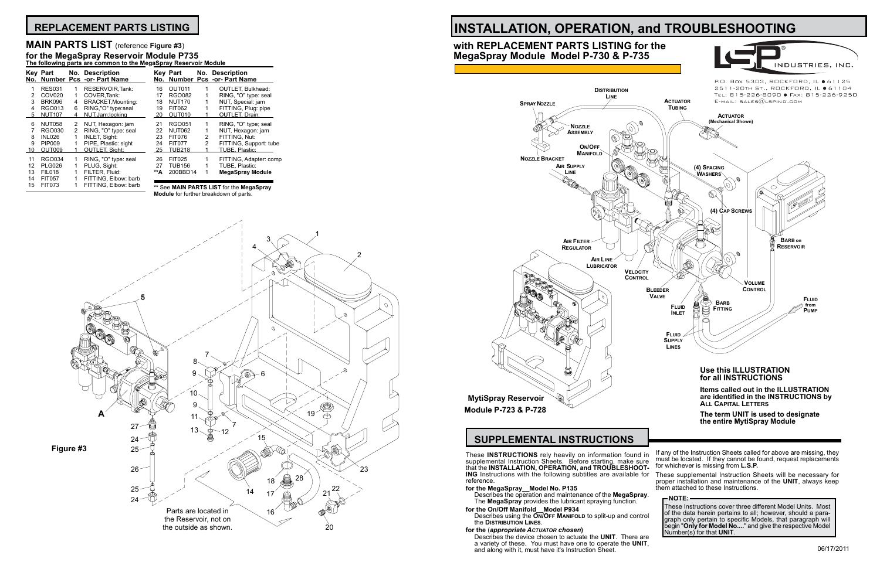## REPLACEMENT PARTS LISTING

### MAIN PARTS LIST (reference **Figure #3**)
### for the MegaSpray Reservoir Module P735

**The following parts are common to the MegaSpray Reservoir Module**

| Key No. | Part Number | No. Pcs | Description -or- Part Name |
|---|---|---|---|
| 1 | RES031 | 1 | RESERVOIR,Tank: |
| 2 | COV020 | 1 | COVER,Tank: |
| 3 | BRK096 | 4 | BRACKET,Mounting: |
| 4 | RGO013 | 6 | RING,"O" type:seal |
| 5 | NUT107 | 4 | NUT,Jam:locking |
| 6 | NUT058 | 2 | NUT, Hexagon: jam |
| 7 | RGO030 | 2 | RING, "O" type: seal |
| 8 | INL026 | 1 | INLET, Sight: |
| 9 | PIP009 | 1 | PIPE, Plastic: sight |
| 10 | OUT009 | 1 | OUTLET, Sight: |
| 11 | RGO034 | 1 | RING, "O" type: seal |
| 12 | PLG026 | 1 | PLUG, Sight: |
| 13 | FIL018 | 1 | FILTER, Fluid: |
| 14 | FIT057 | 1 | FITTING, Elbow: barb |
| 15 | FIT073 | 1 | FITTING, Elbow: barb |
| 16 | OUT011 | 1 | OUTLET, Bulkhead: |
| 17 | RGO082 | 1 | RING, "O" type: seal |
| 18 | NUT170 | 1 | NUT, Special: jam |
| 19 | FIT062 | 1 | FITTING, Plug: pipe |
| 20 | OUT010 | 1 | OUTLET, Drain: |
| 21 | RGO051 | 1 | RING, "O" type; seal |
| 22 | NUT062 | 1 | NUT, Hexagon: jam |
| 23 | FIT076 | 2 | FITTING, Nut: |
| 24 | FIT077 | 2 | FITTING, Support: tube |
| 25 | TUB218 | 1 | TUBE, Plastic: |
| 26 | FIT025 | 1 | FITTING, Adapter: comp |
| 27 | TUB156 | 1 | TUBE, Plastic: |
| **A | 200BBD14 | 1 | **MegaSpray Module** |

** See **MAIN PARTS LIST** for the **MegaSpray Module** for further breakdown of parts.

Parts are located in the Reservoir, not on the outside as shown.

Figure #3

# INSTALLATION, OPERATION, and TROUBLESHOOTING

## with REPLACEMENT PARTS LISTING for the MegaSpray Module Model P-730 & P-735

LSP INDUSTRIES, INC.

P.O. Box 5303, ROCKFORD, IL ● 61125
2511-20TH ST., ROCKFORD, IL ● 61104
TEL: 815-226-8090 ● FAX: 815-226-9250
E-MAIL: SALES@LSPIND.COM

MytiSpray Reservoir Module P-723 & P-728

**Use this ILLUSTRATION for all INSTRUCTIONS**

**Items called out in the ILLUSTRATION are identified in the INSTRUCTIONS by ALL CAPITAL LETTERS**

**The term UNIT is used to designate the entire MytiSpray Module**

## SUPPLEMENTAL INSTRUCTIONS

These **INSTRUCTIONS** rely heavily on information found in supplemental Instruction Sheets. Before starting, make sure that the **INSTALLATION, OPERATION, and TROUBLESHOOTING** Instructions with the following subtitles are available for reference.

**for the MegaSpray__Model No. P135**
Describes the operation and maintenance of the **MegaSpray**. The **MegaSpray** provides the lubricant spraying function.

**for the On/Off Manifold__Model P934**
Describes using the **ON/OFF MANIFOLD** to split-up and control the **DISTRIBUTION LINES**.

**for the** (*appropriate ACTUATOR chosen*)
Describes the device chosen to actuate the **UNIT**. There are a variety of these. You must have one to operate the **UNIT**, and along with it, must have it's Instruction Sheet.

If any of the Instruction Sheets called for above are missing, they must be located. If they cannot be found, request replacements for whichever is missing from **L.S.P.**

These supplemental Instruction Sheets will be necessary for proper installation and maintenance of the **UNIT**, always keep them attached to these Instructions.

**NOTE:**
These Instructions cover three different Model Units. Most of the data herein pertains to all; however, should a paragraph only pertain to specific Models, that paragraph will begin "**Only for Model No....**" and give the respective Model Number(s) for that **UNIT**.

06/17/2011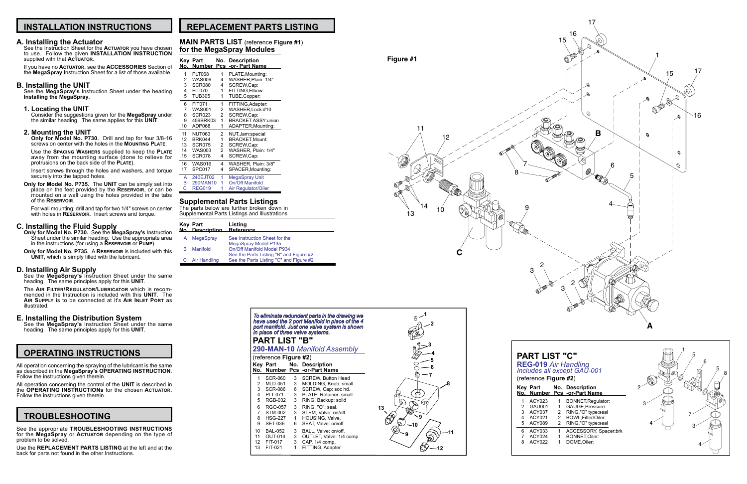# INSTALLATION INSTRUCTIONS

## A. Installing the Actuator

See the Instruction Sheet for the **ACTUATOR** you have chosen to use. Follow the given **INSTALLATION INSTRUCTION** supplied with that **ACTUATOR**.

If you have no **ACTUATOR**, see the **ACCESSORIES** Section of the **MegaSpray** Instruction Sheet for a list of those available.

## B. Installing the UNIT

See the **MegaSpray's** Instruction Sheet under the heading **Installing the MegaSpray**.

### 1. Locating the UNIT

Consider the suggestions given for the **MegaSpray** under the similar heading. The same applies for this **UNIT**.

### 2. Mounting the UNIT

**Only for Model No. P730.** Drill and tap for four 3/8-16 screws on center with the holes in the **MOUNTING PLATE**.

Use the **SPACING WASHERS** supplied to keep the **PLATE** away from the mounting surface (done to relieve for protrusions on the back side of the **PLATE**).

Insert screws through the holes and washers, and torque securely into the tapped holes.

**Only for Model No. P735.** The **UNIT** can be simply set into place on the feet provided by the **RESERVOIR**, or can be mounted on a wall using the holes provided in the tabs of the **RESERVOIR**.

For wall mounting; drill and tap for two 1/4" screws on center with holes in **RESERVOIR**. Insert screws and torque.

## C. Installing the Fluid Supply

**Only for Model No. P730.** See the **MegaSpray's** Instruction Sheet under the similar heading. Use the appropriate area in the instructions (for using a **RESERVOIR** or **PUMP**).

**Only for Model No. P735.** A **RESERVOIR** is included with this **UNIT**, which is simply filled with the lubricant.

## D. Installing Air Supply

See the **MegaSpray's** Instruction Sheet under the same heading. The same principles apply for this **UNIT**.

The **AIR FILTER/REGULATOR/LUBRICATOR** which is recommended in the Instruction is included with this **UNIT**. The **AIR SUPPLY** is to be connected at it's **AIR INLET PORT** as illustrated.

## E. Installing the Distribution System

See the **MegaSpray's** Instruction Sheet under the same heading. The same principles apply for this **UNIT**.

# OPERATING INSTRUCTIONS

All operation concerning the spraying of the lubricant is the same as described in the **MegaSpray's OPERATING INSTRUCTION**. Follow the instructions given therein.

All operation concerning the control of the **UNIT** is described in the **OPERATING INSTRUCTIONs** for the chosen **ACTUATOR**. Follow the instructions given therein.

# TROUBLESHOOTING

See the appropriate **TROUBLESHOOTING INSTRUCTIONS** for the **MegaSpray** or **ACTUATOR** depending on the type of problem to be solved.

Use the **REPLACEMENT PARTS LISTING** at the left and at the back for parts not found in the other Instructions.

# REPLACEMENT PARTS LISTING

## MAIN PARTS LIST (reference Figure #1) for the MegaSpray Modules

| Key No. | Part Number | No. Pcs | Description -or- Part Name |
|---|---|---|---|
| 1 | PLT068 | 1 | PLATE,Mounting: |
| 2 | WAS006 | 4 | WASHER,Plain: 1/4" |
| 3 | SCR080 | 4 | SCREW,Cap: |
| 4 | FIT070 | 1 | FITTING,Elbow: |
| 5 | TUB305 | 1 | TUBE,Copper: |
| 6 | FIT071 | 1 | FITTING,Adapter: |
| 7 | WAS001 | 2 | WASHER,Lock:#10 |
| 8 | SCR023 | 2 | SCREW,Cap: |
| 9 | 459BRK03 | 1 | BRACKET ASSY:union |
| 10 | ADP068 | 1 | ADAPTER,Mounting: |
| 11 | NUT063 | 2 | NUT,Jam:special |
| 12 | BRK044 | 1 | BRACKET,Mount: |
| 13 | SCR075 | 2 | SCREW,Cap: |
| 14 | WAS003 | 2 | WASHER, Plain: 1/4" |
| 15 | SCR078 | 4 | SCREW,Cap: |
| 16 | WAS016 | 4 | WASHER, Plain: 3/8" |
| 17 | SPC017 | 4 | SPACER,Mounting: |
| A | 240EJT02 | 1 | MegaSpray Unit |
| B | 290MAN10 | 1 | On/Off Manifold |
| C | REG019 | 1 | Air Regulator/Oiler |

## Supplemental Parts Listings

The parts below are further broken down in Supplemental Parts Listings and Illustrations

| Key No. | Part Description | Listing Reference |
|---|---|---|
| A | MegaSpray | See Instruction Sheet for the MegaSpray Model P135 |
| B | Manifold | On/Off Manifold Model P934 See the Parts Listing "B" and Figure #2 |
| C | Air Handling | See the Parts Listing "C" and Figure #2 |

Figure #1

*To eliminate redundant parts in the drawing we have used the 2 port Manifold in place of the 4 port manifold. Just one valve system is shown in place of three valve systems.*

## PART LIST "B"

**290-MAN-10** *Manifold Assembly*

(reference **Figure #2**)

| Key No. | Part Number | No. Pcs | Description -or-Part Name |
|---|---|---|---|
| 1 | SCR-060 | 3 | SCREW, Button Head |
| 2 | MLD-051 | 3 | MOLDING, Knob: small |
| 3 | SCR-086 | 6 | SCREW, Cap: soc hd. |
| 4 | PLT-071 | 3 | PLATE, Retainer: small |
| 5 | RGB-032 | 3 | RING, Backup: solid |
| 6 | RGO-057 | 3 | RING. "O": seal. |
| 7 | STM-002 | 3 | STEM, Valve: on/off. |
| 8 | HSG-227 | 1 | HOUSING, Valve. |
| 9 | SET-036 | 6 | SEAT, Valve: on\off |
| 10 | BAL-052 | 3 | BALL, Valve: on/off. |
| 11 | OUT-014 | 3 | OUTLET, Valve: 1/4 comp |
| 12 | FIT-017 | 3 | CAP, 1/4 comp. |
| 13 | FIT-021 | 1 | FITTING, Adapter |

## PART LIST "C"

**REG-019** *Air Handling*
*Includes all except GAU-001*

(reference **Figure #2**)

| Key No. | Part Number | No. Pcs | Description -or-Part Name |
|---|---|---|---|
| 1 | ACY023 | 1 | BONNET,Regulator: |
| 2 | GAU001 | 1 | GAUGE,Pressure: |
| 3 | ACY037 | 2 | RING,"O" type:seal |
| 4 | ACY021 | 2 | BOWL,Filter/Oiler: |
| 5 | ACY089 | 2 | RING,"O" type:seal |
| 6 | ACY033 | 1 | ACCESSORY, Spacer:brk |
| 7 | ACY024 | 1 | BONNET,Oiler: |
| 8 | ACY022 | 1 | DOME,Oiler: |